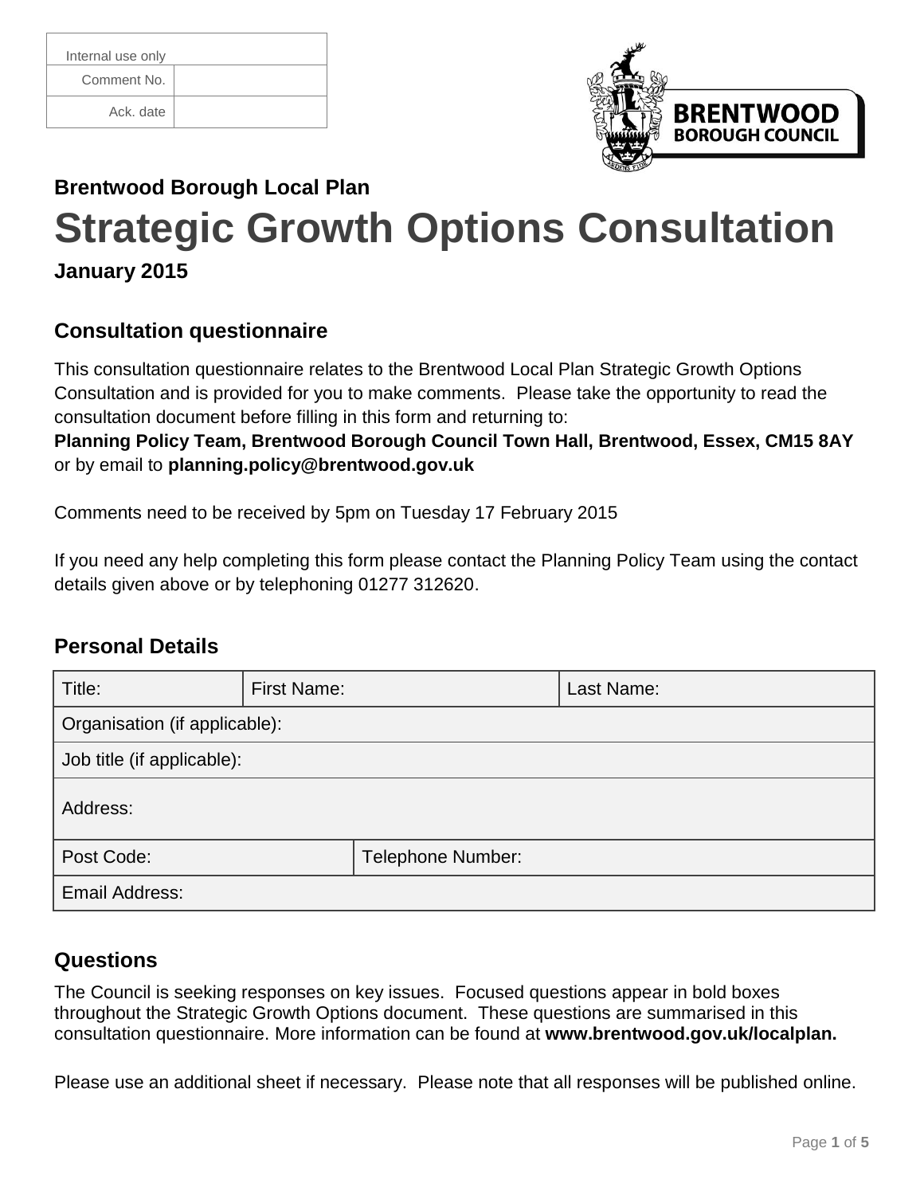| Internal use only | |
|---|---|
| Comment No. | |
| Ack. date | |

BRENTWOOD BOROUGH COUNCIL

**Brentwood Borough Local Plan**

# Strategic Growth Options Consultation

**January 2015**

## Consultation questionnaire

This consultation questionnaire relates to the Brentwood Local Plan Strategic Growth Options Consultation and is provided for you to make comments. Please take the opportunity to read the consultation document before filling in this form and returning to:
**Planning Policy Team, Brentwood Borough Council Town Hall, Brentwood, Essex, CM15 8AY** or by email to **planning.policy@brentwood.gov.uk**

Comments need to be received by 5pm on Tuesday 17 February 2015

If you need any help completing this form please contact the Planning Policy Team using the contact details given above or by telephoning 01277 312620.

## Personal Details

| Title: | First Name: | Last Name: |
|---|---|---|
| Organisation (if applicable): | | |
| Job title (if applicable): | | |
| Address: | | |
| Post Code: | Telephone Number: | |
| Email Address: | | |

## Questions

The Council is seeking responses on key issues. Focused questions appear in bold boxes throughout the Strategic Growth Options document. These questions are summarised in this consultation questionnaire. More information can be found at **www.brentwood.gov.uk/localplan.**

Please use an additional sheet if necessary. Please note that all responses will be published online.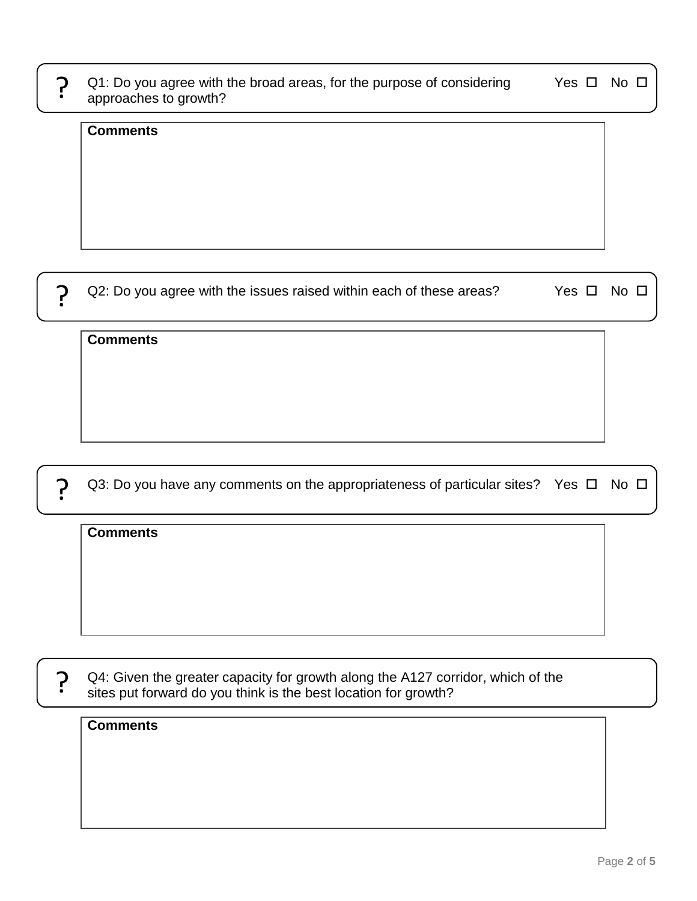? Q1: Do you agree with the broad areas, for the purpose of considering approaches to growth? Yes ☐ No ☐

**Comments**

? Q2: Do you agree with the issues raised within each of these areas? Yes ☐ No ☐

**Comments**

? Q3: Do you have any comments on the appropriateness of particular sites? Yes ☐ No ☐

**Comments**

? Q4: Given the greater capacity for growth along the A127 corridor, which of the sites put forward do you think is the best location for growth?

**Comments**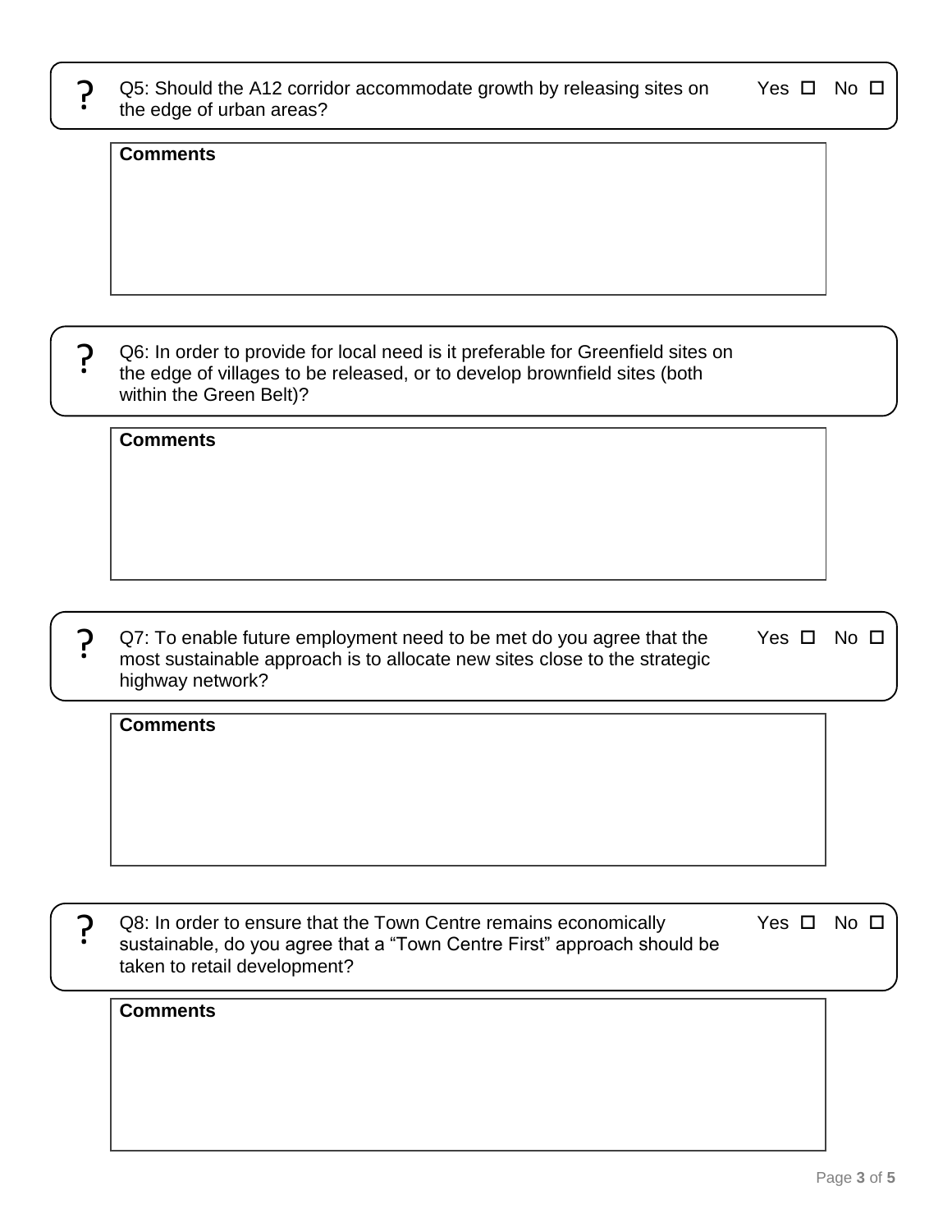? Q5: Should the A12 corridor accommodate growth by releasing sites on the edge of urban areas?  Yes ☐ No ☐

**Comments**

? Q6: In order to provide for local need is it preferable for Greenfield sites on the edge of villages to be released, or to develop brownfield sites (both within the Green Belt)?

**Comments**

? Q7: To enable future employment need to be met do you agree that the most sustainable approach is to allocate new sites close to the strategic highway network?  Yes ☐ No ☐

**Comments**

? Q8: In order to ensure that the Town Centre remains economically sustainable, do you agree that a “Town Centre First” approach should be taken to retail development?  Yes ☐ No ☐

**Comments**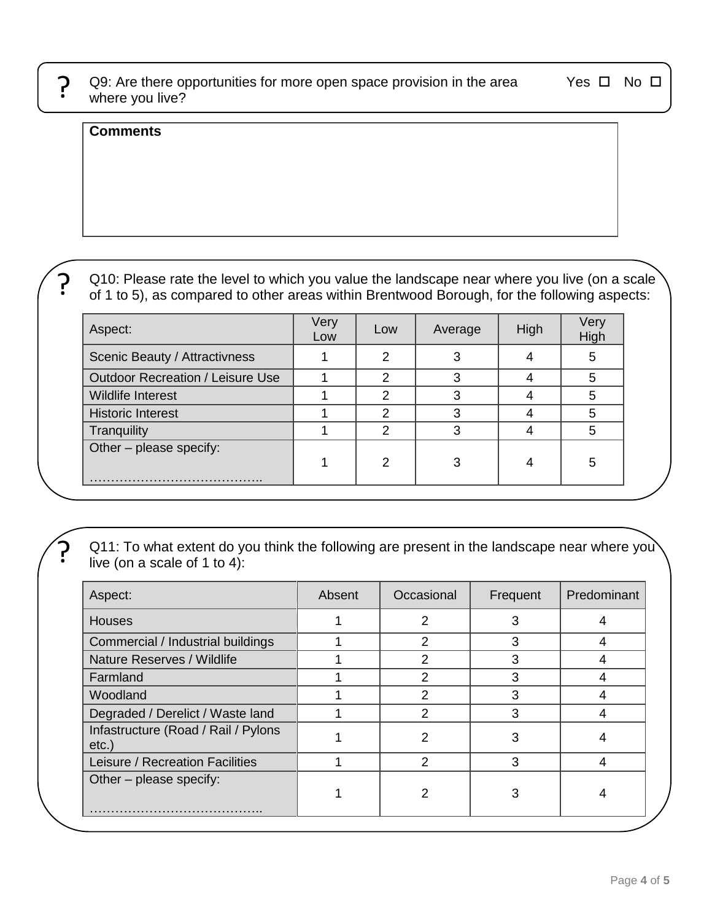? Q9: Are there opportunities for more open space provision in the area where you live? Yes ☐ No ☐

**Comments**

? Q10: Please rate the level to which you value the landscape near where you live (on a scale of 1 to 5), as compared to other areas within Brentwood Borough, for the following aspects:

| Aspect: | Very Low | Low | Average | High | Very High |
|---|---|---|---|---|---|
| Scenic Beauty / Attractivness | 1 | 2 | 3 | 4 | 5 |
| Outdoor Recreation / Leisure Use | 1 | 2 | 3 | 4 | 5 |
| Wildlife Interest | 1 | 2 | 3 | 4 | 5 |
| Historic Interest | 1 | 2 | 3 | 4 | 5 |
| Tranquility | 1 | 2 | 3 | 4 | 5 |
| Other – please specify: ………………………………….. | 1 | 2 | 3 | 4 | 5 |

? Q11: To what extent do you think the following are present in the landscape near where you live (on a scale of 1 to 4):

| Aspect: | Absent | Occasional | Frequent | Predominant |
|---|---|---|---|---|
| Houses | 1 | 2 | 3 | 4 |
| Commercial / Industrial buildings | 1 | 2 | 3 | 4 |
| Nature Reserves / Wildlife | 1 | 2 | 3 | 4 |
| Farmland | 1 | 2 | 3 | 4 |
| Woodland | 1 | 2 | 3 | 4 |
| Degraded / Derelict / Waste land | 1 | 2 | 3 | 4 |
| Infastructure (Road / Rail / Pylons etc.) | 1 | 2 | 3 | 4 |
| Leisure / Recreation Facilities | 1 | 2 | 3 | 4 |
| Other – please specify: ………………………………….. | 1 | 2 | 3 | 4 |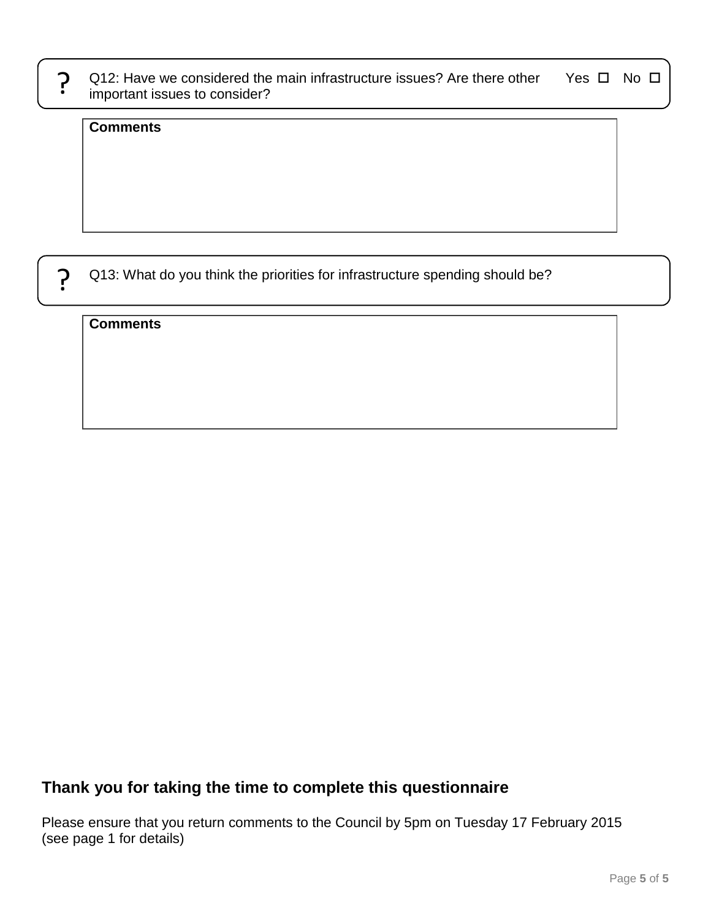? Q12: Have we considered the main infrastructure issues? Are there other important issues to consider? Yes ☐ No ☐

**Comments**

? Q13: What do you think the priorities for infrastructure spending should be?

**Comments**

## Thank you for taking the time to complete this questionnaire

Please ensure that you return comments to the Council by 5pm on Tuesday 17 February 2015 (see page 1 for details)